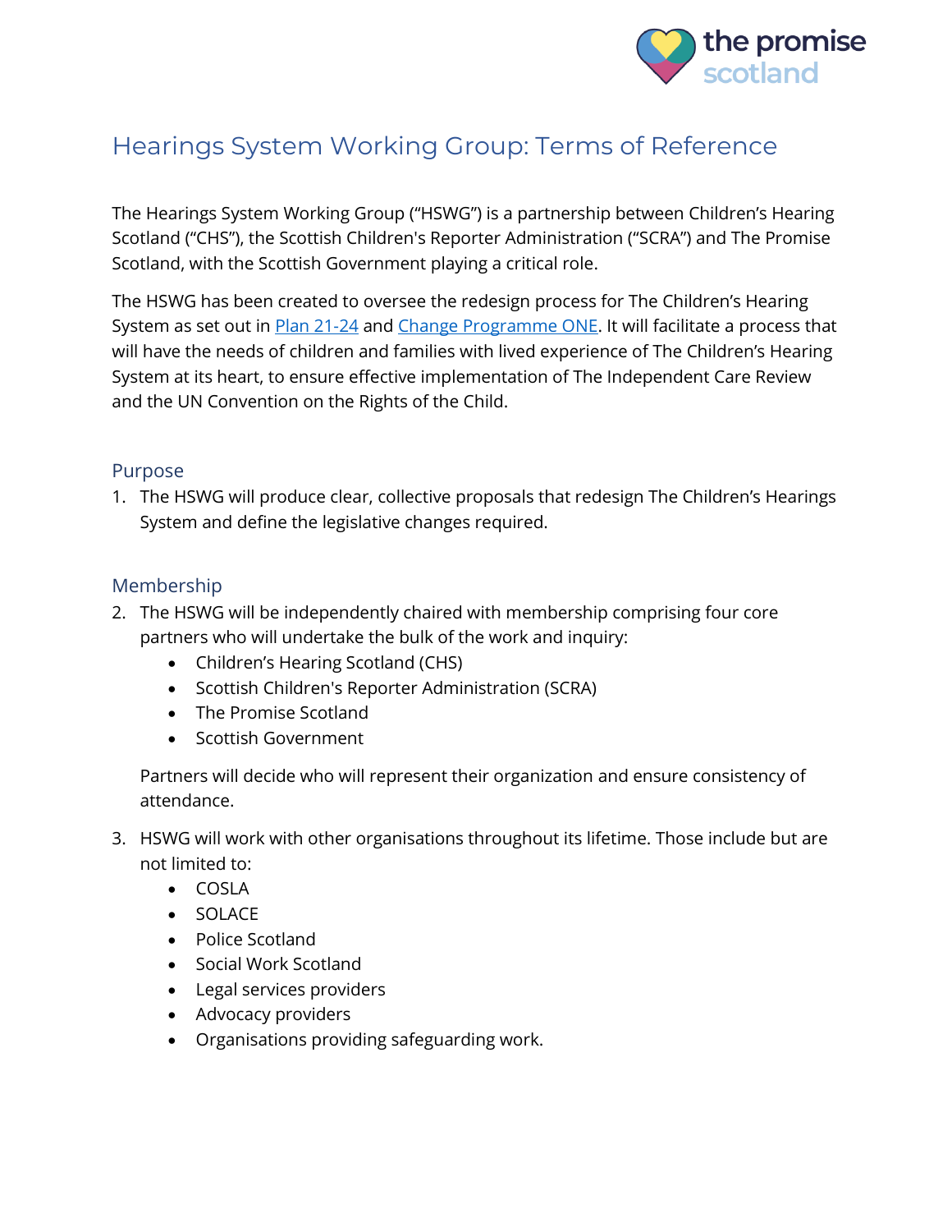# Hearings System Working Group: Terms of Reference

The Hearings System Working Group ("HSWG") is a partnership between Children's Hearing Scotland ("CHS"), the Scottish Children's Reporter Administration ("SCRA") and The Promise Scotland, with the Scottish Government playing a critical role.

The HSWG has been created to oversee the redesign process for The Children's Hearing System as set out in [Plan 21-24] and [Change Programme ONE]. It will facilitate a process that will have the needs of children and families with lived experience of The Children's Hearing System at its heart, to ensure effective implementation of The Independent Care Review and the UN Convention on the Rights of the Child.

## Purpose

1. The HSWG will produce clear, collective proposals that redesign The Children's Hearings System and define the legislative changes required.

## Membership

2. The HSWG will be independently chaired with membership comprising four core partners who will undertake the bulk of the work and inquiry:
   - Children's Hearing Scotland (CHS)
   - Scottish Children's Reporter Administration (SCRA)
   - The Promise Scotland
   - Scottish Government

   Partners will decide who will represent their organization and ensure consistency of attendance.

3. HSWG will work with other organisations throughout its lifetime. Those include but are not limited to:
   - COSLA
   - SOLACE
   - Police Scotland
   - Social Work Scotland
   - Legal services providers
   - Advocacy providers
   - Organisations providing safeguarding work.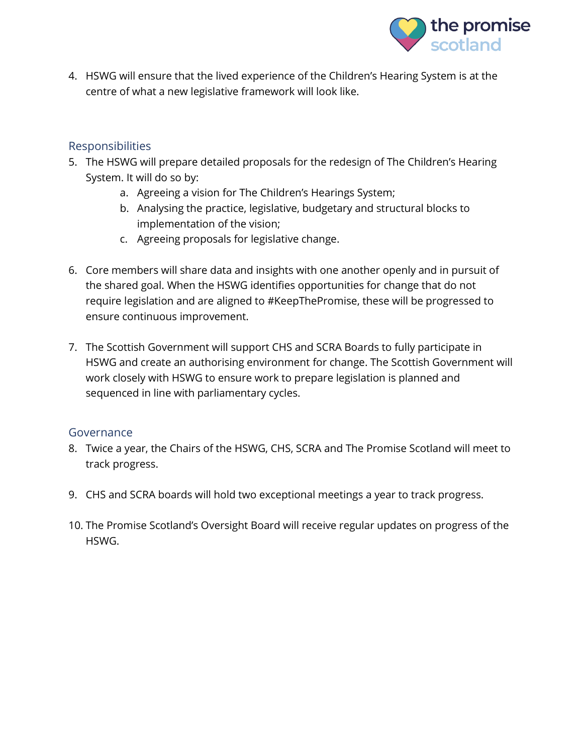4. HSWG will ensure that the lived experience of the Children's Hearing System is at the centre of what a new legislative framework will look like.

## Responsibilities

5. The HSWG will prepare detailed proposals for the redesign of The Children's Hearing System. It will do so by:
    a. Agreeing a vision for The Children's Hearings System;
    b. Analysing the practice, legislative, budgetary and structural blocks to implementation of the vision;
    c. Agreeing proposals for legislative change.

6. Core members will share data and insights with one another openly and in pursuit of the shared goal. When the HSWG identifies opportunities for change that do not require legislation and are aligned to #KeepThePromise, these will be progressed to ensure continuous improvement.

7. The Scottish Government will support CHS and SCRA Boards to fully participate in HSWG and create an authorising environment for change. The Scottish Government will work closely with HSWG to ensure work to prepare legislation is planned and sequenced in line with parliamentary cycles.

## Governance

8. Twice a year, the Chairs of the HSWG, CHS, SCRA and The Promise Scotland will meet to track progress.

9. CHS and SCRA boards will hold two exceptional meetings a year to track progress.

10. The Promise Scotland's Oversight Board will receive regular updates on progress of the HSWG.